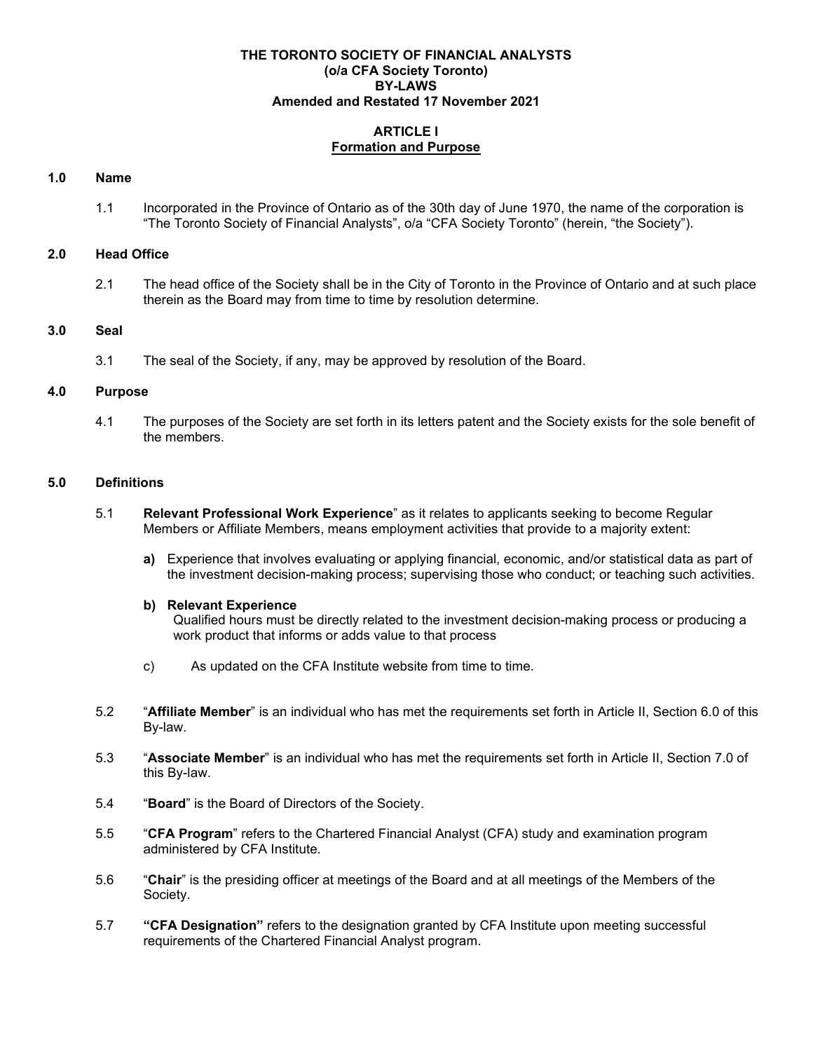**THE TORONTO SOCIETY OF FINANCIAL ANALYSTS**
**(o/a CFA Society Toronto)**
**BY-LAWS**
**Amended and Restated 17 November 2021**

# ARTICLE I
## Formation and Purpose

### 1.0 Name

1.1 Incorporated in the Province of Ontario as of the 30th day of June 1970, the name of the corporation is "The Toronto Society of Financial Analysts", o/a "CFA Society Toronto" (herein, "the Society").

### 2.0 Head Office

2.1 The head office of the Society shall be in the City of Toronto in the Province of Ontario and at such place therein as the Board may from time to time by resolution determine.

### 3.0 Seal

3.1 The seal of the Society, if any, may be approved by resolution of the Board.

### 4.0 Purpose

4.1 The purposes of the Society are set forth in its letters patent and the Society exists for the sole benefit of the members.

### 5.0 Definitions

5.1 **Relevant Professional Work Experience**" as it relates to applicants seeking to become Regular Members or Affiliate Members, means employment activities that provide to a majority extent:

**a)** Experience that involves evaluating or applying financial, economic, and/or statistical data as part of the investment decision-making process; supervising those who conduct; or teaching such activities.

**b) Relevant Experience**
Qualified hours must be directly related to the investment decision-making process or producing a work product that informs or adds value to that process

c) As updated on the CFA Institute website from time to time.

5.2 "**Affiliate Member**" is an individual who has met the requirements set forth in Article II, Section 6.0 of this By-law.

5.3 "**Associate Member**" is an individual who has met the requirements set forth in Article II, Section 7.0 of this By-law.

5.4 "**Board**" is the Board of Directors of the Society.

5.5 "**CFA Program**" refers to the Chartered Financial Analyst (CFA) study and examination program administered by CFA Institute.

5.6 "**Chair**" is the presiding officer at meetings of the Board and at all meetings of the Members of the Society.

5.7 **"CFA Designation"** refers to the designation granted by CFA Institute upon meeting successful requirements of the Chartered Financial Analyst program.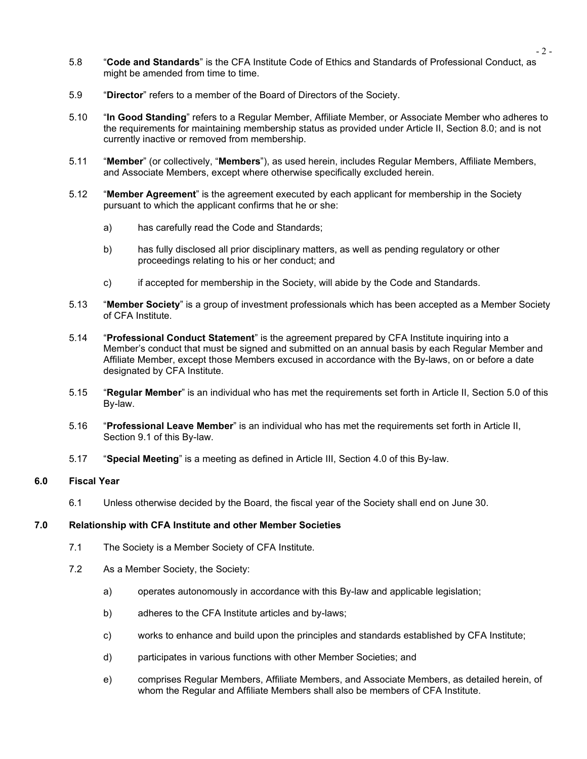5.8 "**Code and Standards**" is the CFA Institute Code of Ethics and Standards of Professional Conduct, as might be amended from time to time.

5.9 "**Director**" refers to a member of the Board of Directors of the Society.

5.10 "**In Good Standing**" refers to a Regular Member, Affiliate Member, or Associate Member who adheres to the requirements for maintaining membership status as provided under Article II, Section 8.0; and is not currently inactive or removed from membership.

5.11 "**Member**" (or collectively, "**Members**"), as used herein, includes Regular Members, Affiliate Members, and Associate Members, except where otherwise specifically excluded herein.

5.12 "**Member Agreement**" is the agreement executed by each applicant for membership in the Society pursuant to which the applicant confirms that he or she:

a) has carefully read the Code and Standards;

b) has fully disclosed all prior disciplinary matters, as well as pending regulatory or other proceedings relating to his or her conduct; and

c) if accepted for membership in the Society, will abide by the Code and Standards.

5.13 "**Member Society**" is a group of investment professionals which has been accepted as a Member Society of CFA Institute.

5.14 "**Professional Conduct Statement**" is the agreement prepared by CFA Institute inquiring into a Member's conduct that must be signed and submitted on an annual basis by each Regular Member and Affiliate Member, except those Members excused in accordance with the By-laws, on or before a date designated by CFA Institute.

5.15 "**Regular Member**" is an individual who has met the requirements set forth in Article II, Section 5.0 of this By-law.

5.16 "**Professional Leave Member**" is an individual who has met the requirements set forth in Article II, Section 9.1 of this By-law.

5.17 "**Special Meeting**" is a meeting as defined in Article III, Section 4.0 of this By-law.

## 6.0 Fiscal Year

6.1 Unless otherwise decided by the Board, the fiscal year of the Society shall end on June 30.

## 7.0 Relationship with CFA Institute and other Member Societies

7.1 The Society is a Member Society of CFA Institute.

7.2 As a Member Society, the Society:

a) operates autonomously in accordance with this By-law and applicable legislation;

b) adheres to the CFA Institute articles and by-laws;

c) works to enhance and build upon the principles and standards established by CFA Institute;

d) participates in various functions with other Member Societies; and

e) comprises Regular Members, Affiliate Members, and Associate Members, as detailed herein, of whom the Regular and Affiliate Members shall also be members of CFA Institute.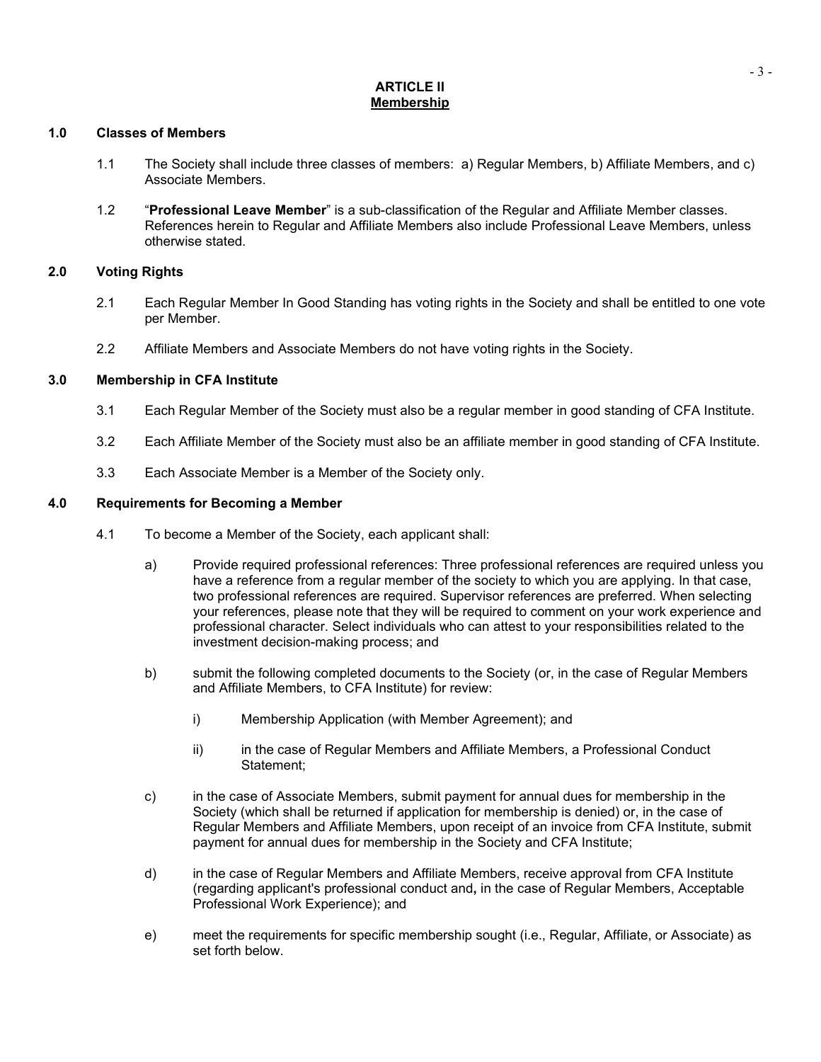# ARTICLE II
## Membership

### 1.0 Classes of Members

1.1 The Society shall include three classes of members: a) Regular Members, b) Affiliate Members, and c) Associate Members.

1.2 "**Professional Leave Member**" is a sub-classification of the Regular and Affiliate Member classes. References herein to Regular and Affiliate Members also include Professional Leave Members, unless otherwise stated.

### 2.0 Voting Rights

2.1 Each Regular Member In Good Standing has voting rights in the Society and shall be entitled to one vote per Member.

2.2 Affiliate Members and Associate Members do not have voting rights in the Society.

### 3.0 Membership in CFA Institute

3.1 Each Regular Member of the Society must also be a regular member in good standing of CFA Institute.

3.2 Each Affiliate Member of the Society must also be an affiliate member in good standing of CFA Institute.

3.3 Each Associate Member is a Member of the Society only.

### 4.0 Requirements for Becoming a Member

4.1 To become a Member of the Society, each applicant shall:

a) Provide required professional references: Three professional references are required unless you have a reference from a regular member of the society to which you are applying. In that case, two professional references are required. Supervisor references are preferred. When selecting your references, please note that they will be required to comment on your work experience and professional character. Select individuals who can attest to your responsibilities related to the investment decision-making process; and

b) submit the following completed documents to the Society (or, in the case of Regular Members and Affiliate Members, to CFA Institute) for review:

i) Membership Application (with Member Agreement); and

ii) in the case of Regular Members and Affiliate Members, a Professional Conduct Statement;

c) in the case of Associate Members, submit payment for annual dues for membership in the Society (which shall be returned if application for membership is denied) or, in the case of Regular Members and Affiliate Members, upon receipt of an invoice from CFA Institute, submit payment for annual dues for membership in the Society and CFA Institute;

d) in the case of Regular Members and Affiliate Members, receive approval from CFA Institute (regarding applicant's professional conduct and**,** in the case of Regular Members, Acceptable Professional Work Experience); and

e) meet the requirements for specific membership sought (i.e., Regular, Affiliate, or Associate) as set forth below.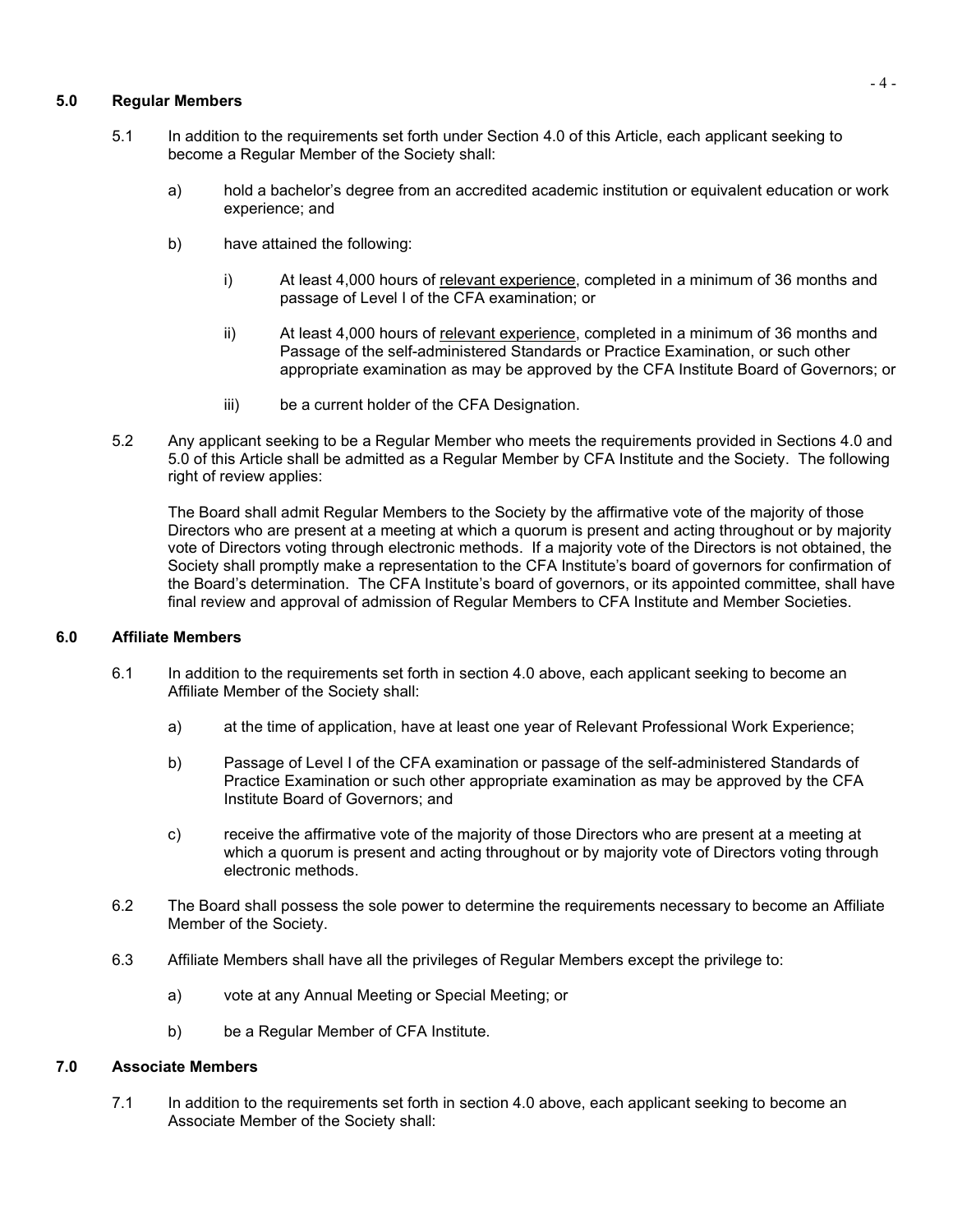### 5.0 Regular Members

5.1 In addition to the requirements set forth under Section 4.0 of this Article, each applicant seeking to become a Regular Member of the Society shall:

a) hold a bachelor's degree from an accredited academic institution or equivalent education or work experience; and

b) have attained the following:

i) At least 4,000 hours of relevant experience, completed in a minimum of 36 months and passage of Level I of the CFA examination; or

ii) At least 4,000 hours of relevant experience, completed in a minimum of 36 months and Passage of the self-administered Standards or Practice Examination, or such other appropriate examination as may be approved by the CFA Institute Board of Governors; or

iii) be a current holder of the CFA Designation.

5.2 Any applicant seeking to be a Regular Member who meets the requirements provided in Sections 4.0 and 5.0 of this Article shall be admitted as a Regular Member by CFA Institute and the Society. The following right of review applies:

The Board shall admit Regular Members to the Society by the affirmative vote of the majority of those Directors who are present at a meeting at which a quorum is present and acting throughout or by majority vote of Directors voting through electronic methods. If a majority vote of the Directors is not obtained, the Society shall promptly make a representation to the CFA Institute's board of governors for confirmation of the Board's determination. The CFA Institute's board of governors, or its appointed committee, shall have final review and approval of admission of Regular Members to CFA Institute and Member Societies.

### 6.0 Affiliate Members

6.1 In addition to the requirements set forth in section 4.0 above, each applicant seeking to become an Affiliate Member of the Society shall:

a) at the time of application, have at least one year of Relevant Professional Work Experience;

b) Passage of Level I of the CFA examination or passage of the self-administered Standards of Practice Examination or such other appropriate examination as may be approved by the CFA Institute Board of Governors; and

c) receive the affirmative vote of the majority of those Directors who are present at a meeting at which a quorum is present and acting throughout or by majority vote of Directors voting through electronic methods.

6.2 The Board shall possess the sole power to determine the requirements necessary to become an Affiliate Member of the Society.

6.3 Affiliate Members shall have all the privileges of Regular Members except the privilege to:

a) vote at any Annual Meeting or Special Meeting; or

b) be a Regular Member of CFA Institute.

### 7.0 Associate Members

7.1 In addition to the requirements set forth in section 4.0 above, each applicant seeking to become an Associate Member of the Society shall: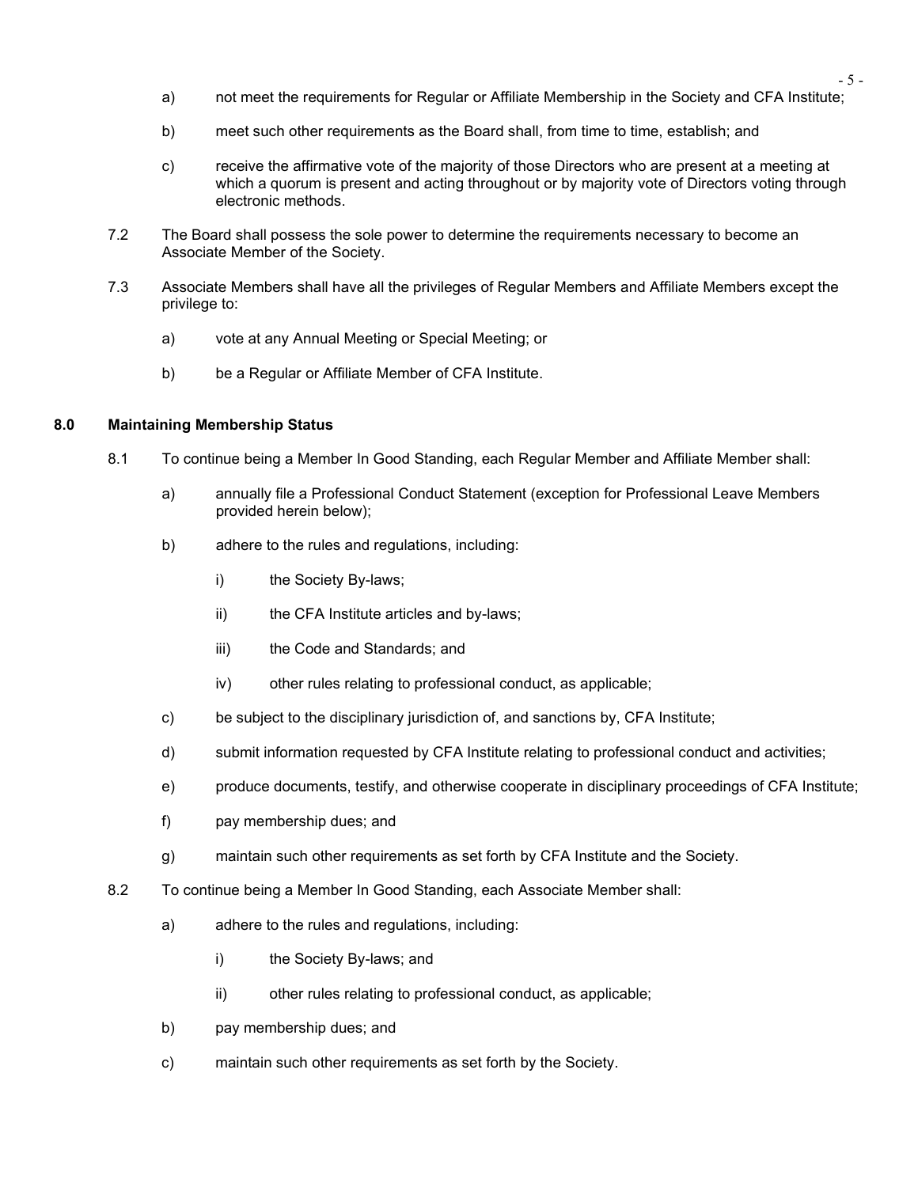a) not meet the requirements for Regular or Affiliate Membership in the Society and CFA Institute;

b) meet such other requirements as the Board shall, from time to time, establish; and

c) receive the affirmative vote of the majority of those Directors who are present at a meeting at which a quorum is present and acting throughout or by majority vote of Directors voting through electronic methods.

7.2 The Board shall possess the sole power to determine the requirements necessary to become an Associate Member of the Society.

7.3 Associate Members shall have all the privileges of Regular Members and Affiliate Members except the privilege to:

a) vote at any Annual Meeting or Special Meeting; or

b) be a Regular or Affiliate Member of CFA Institute.

## 8.0 Maintaining Membership Status

8.1 To continue being a Member In Good Standing, each Regular Member and Affiliate Member shall:

a) annually file a Professional Conduct Statement (exception for Professional Leave Members provided herein below);

b) adhere to the rules and regulations, including:

i) the Society By-laws;

ii) the CFA Institute articles and by-laws;

iii) the Code and Standards; and

iv) other rules relating to professional conduct, as applicable;

c) be subject to the disciplinary jurisdiction of, and sanctions by, CFA Institute;

d) submit information requested by CFA Institute relating to professional conduct and activities;

e) produce documents, testify, and otherwise cooperate in disciplinary proceedings of CFA Institute;

f) pay membership dues; and

g) maintain such other requirements as set forth by CFA Institute and the Society.

8.2 To continue being a Member In Good Standing, each Associate Member shall:

a) adhere to the rules and regulations, including:

i) the Society By-laws; and

ii) other rules relating to professional conduct, as applicable;

b) pay membership dues; and

c) maintain such other requirements as set forth by the Society.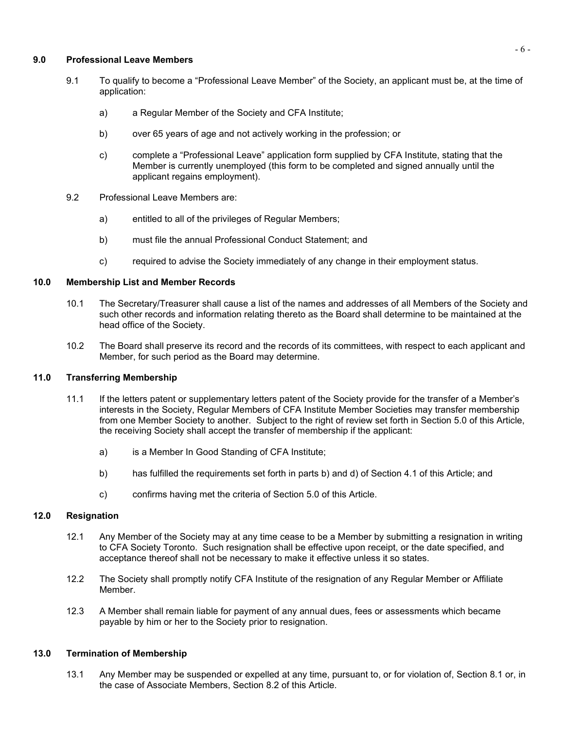## 9.0 Professional Leave Members

9.1 To qualify to become a "Professional Leave Member" of the Society, an applicant must be, at the time of application:

- a) a Regular Member of the Society and CFA Institute;
- b) over 65 years of age and not actively working in the profession; or
- c) complete a "Professional Leave" application form supplied by CFA Institute, stating that the Member is currently unemployed (this form to be completed and signed annually until the applicant regains employment).

9.2 Professional Leave Members are:

- a) entitled to all of the privileges of Regular Members;
- b) must file the annual Professional Conduct Statement; and
- c) required to advise the Society immediately of any change in their employment status.

## 10.0 Membership List and Member Records

10.1 The Secretary/Treasurer shall cause a list of the names and addresses of all Members of the Society and such other records and information relating thereto as the Board shall determine to be maintained at the head office of the Society.

10.2 The Board shall preserve its record and the records of its committees, with respect to each applicant and Member, for such period as the Board may determine.

## 11.0 Transferring Membership

11.1 If the letters patent or supplementary letters patent of the Society provide for the transfer of a Member's interests in the Society, Regular Members of CFA Institute Member Societies may transfer membership from one Member Society to another. Subject to the right of review set forth in Section 5.0 of this Article, the receiving Society shall accept the transfer of membership if the applicant:

- a) is a Member In Good Standing of CFA Institute;
- b) has fulfilled the requirements set forth in parts b) and d) of Section 4.1 of this Article; and
- c) confirms having met the criteria of Section 5.0 of this Article.

## 12.0 Resignation

12.1 Any Member of the Society may at any time cease to be a Member by submitting a resignation in writing to CFA Society Toronto. Such resignation shall be effective upon receipt, or the date specified, and acceptance thereof shall not be necessary to make it effective unless it so states.

12.2 The Society shall promptly notify CFA Institute of the resignation of any Regular Member or Affiliate Member.

12.3 A Member shall remain liable for payment of any annual dues, fees or assessments which became payable by him or her to the Society prior to resignation.

## 13.0 Termination of Membership

13.1 Any Member may be suspended or expelled at any time, pursuant to, or for violation of, Section 8.1 or, in the case of Associate Members, Section 8.2 of this Article.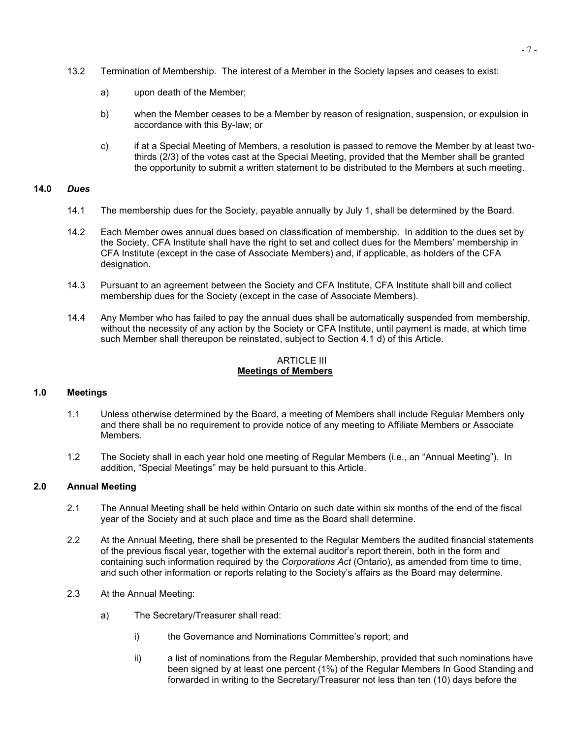13.2 Termination of Membership. The interest of a Member in the Society lapses and ceases to exist:

a) upon death of the Member;

b) when the Member ceases to be a Member by reason of resignation, suspension, or expulsion in accordance with this By-law; or

c) if at a Special Meeting of Members, a resolution is passed to remove the Member by at least two-thirds (2/3) of the votes cast at the Special Meeting, provided that the Member shall be granted the opportunity to submit a written statement to be distributed to the Members at such meeting.

**14.0 *Dues***

14.1 The membership dues for the Society, payable annually by July 1, shall be determined by the Board.

14.2 Each Member owes annual dues based on classification of membership. In addition to the dues set by the Society, CFA Institute shall have the right to set and collect dues for the Members' membership in CFA Institute (except in the case of Associate Members) and, if applicable, as holders of the CFA designation.

14.3 Pursuant to an agreement between the Society and CFA Institute, CFA Institute shall bill and collect membership dues for the Society (except in the case of Associate Members).

14.4 Any Member who has failed to pay the annual dues shall be automatically suspended from membership, without the necessity of any action by the Society or CFA Institute, until payment is made, at which time such Member shall thereupon be reinstated, subject to Section 4.1 d) of this Article.

## ARTICLE III
## Meetings of Members

**1.0 Meetings**

1.1 Unless otherwise determined by the Board, a meeting of Members shall include Regular Members only and there shall be no requirement to provide notice of any meeting to Affiliate Members or Associate Members.

1.2 The Society shall in each year hold one meeting of Regular Members (i.e., an "Annual Meeting"). In addition, "Special Meetings" may be held pursuant to this Article.

**2.0 Annual Meeting**

2.1 The Annual Meeting shall be held within Ontario on such date within six months of the end of the fiscal year of the Society and at such place and time as the Board shall determine.

2.2 At the Annual Meeting, there shall be presented to the Regular Members the audited financial statements of the previous fiscal year, together with the external auditor's report therein, both in the form and containing such information required by the *Corporations Act* (Ontario), as amended from time to time, and such other information or reports relating to the Society's affairs as the Board may determine.

2.3 At the Annual Meeting:

a) The Secretary/Treasurer shall read:

i) the Governance and Nominations Committee's report; and

ii) a list of nominations from the Regular Membership, provided that such nominations have been signed by at least one percent (1%) of the Regular Members In Good Standing and forwarded in writing to the Secretary/Treasurer not less than ten (10) days before the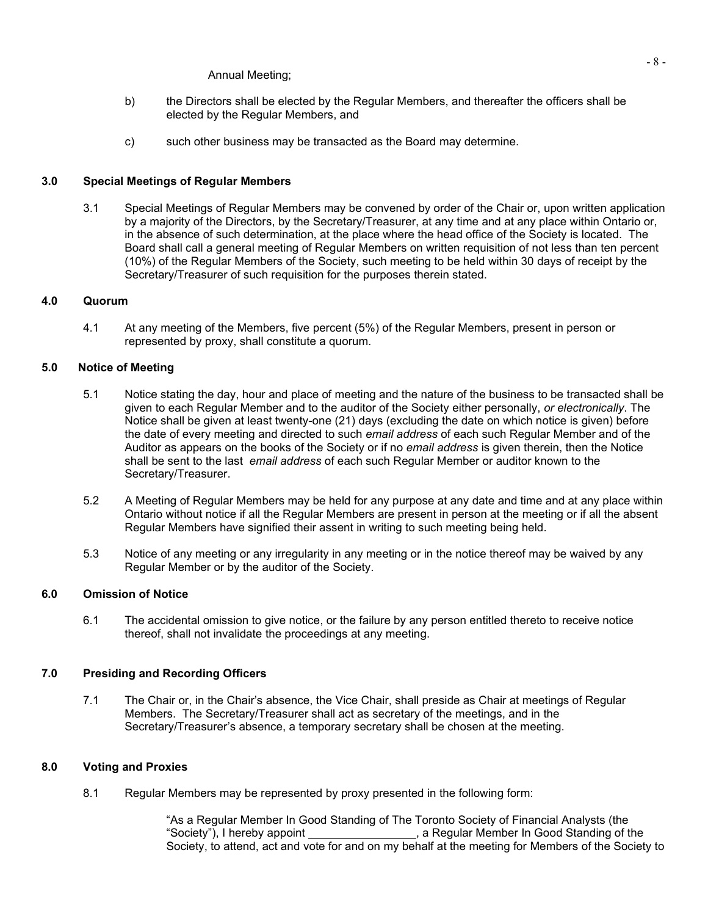Annual Meeting;

b) the Directors shall be elected by the Regular Members, and thereafter the officers shall be elected by the Regular Members, and

c) such other business may be transacted as the Board may determine.

### 3.0 Special Meetings of Regular Members

3.1 Special Meetings of Regular Members may be convened by order of the Chair or, upon written application by a majority of the Directors, by the Secretary/Treasurer, at any time and at any place within Ontario or, in the absence of such determination, at the place where the head office of the Society is located. The Board shall call a general meeting of Regular Members on written requisition of not less than ten percent (10%) of the Regular Members of the Society, such meeting to be held within 30 days of receipt by the Secretary/Treasurer of such requisition for the purposes therein stated.

### 4.0 Quorum

4.1 At any meeting of the Members, five percent (5%) of the Regular Members, present in person or represented by proxy, shall constitute a quorum.

### 5.0 Notice of Meeting

5.1 Notice stating the day, hour and place of meeting and the nature of the business to be transacted shall be given to each Regular Member and to the auditor of the Society either personally, *or electronically*. The Notice shall be given at least twenty-one (21) days (excluding the date on which notice is given) before the date of every meeting and directed to such *email address* of each such Regular Member and of the Auditor as appears on the books of the Society or if no *email address* is given therein, then the Notice shall be sent to the last *email address* of each such Regular Member or auditor known to the Secretary/Treasurer.

5.2 A Meeting of Regular Members may be held for any purpose at any date and time and at any place within Ontario without notice if all the Regular Members are present in person at the meeting or if all the absent Regular Members have signified their assent in writing to such meeting being held.

5.3 Notice of any meeting or any irregularity in any meeting or in the notice thereof may be waived by any Regular Member or by the auditor of the Society.

### 6.0 Omission of Notice

6.1 The accidental omission to give notice, or the failure by any person entitled thereto to receive notice thereof, shall not invalidate the proceedings at any meeting.

### 7.0 Presiding and Recording Officers

7.1 The Chair or, in the Chair's absence, the Vice Chair, shall preside as Chair at meetings of Regular Members. The Secretary/Treasurer shall act as secretary of the meetings, and in the Secretary/Treasurer's absence, a temporary secretary shall be chosen at the meeting.

### 8.0 Voting and Proxies

8.1 Regular Members may be represented by proxy presented in the following form:

> "As a Regular Member In Good Standing of The Toronto Society of Financial Analysts (the "Society"), I hereby appoint \_\_\_\_\_\_\_\_\_\_\_\_\_\_\_\_\_, a Regular Member In Good Standing of the Society, to attend, act and vote for and on my behalf at the meeting for Members of the Society to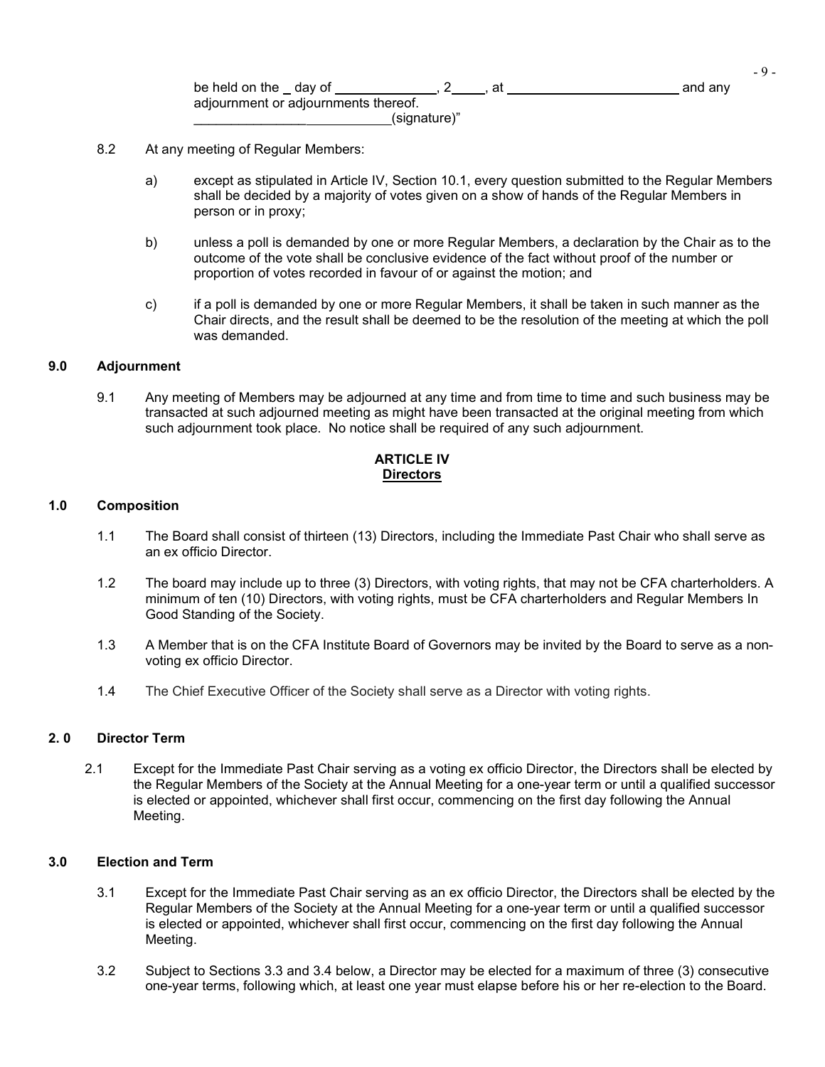be held on the _ day of _____________, 2____, at _______________________ and any adjournment or adjournments thereof.
_______________________(signature)"

8.2 At any meeting of Regular Members:

a) except as stipulated in Article IV, Section 10.1, every question submitted to the Regular Members shall be decided by a majority of votes given on a show of hands of the Regular Members in person or in proxy;

b) unless a poll is demanded by one or more Regular Members, a declaration by the Chair as to the outcome of the vote shall be conclusive evidence of the fact without proof of the number or proportion of votes recorded in favour of or against the motion; and

c) if a poll is demanded by one or more Regular Members, it shall be taken in such manner as the Chair directs, and the result shall be deemed to be the resolution of the meeting at which the poll was demanded.

**9.0 Adjournment**

9.1 Any meeting of Members may be adjourned at any time and from time to time and such business may be transacted at such adjourned meeting as might have been transacted at the original meeting from which such adjournment took place. No notice shall be required of any such adjournment.

## ARTICLE IV
## Directors

**1.0 Composition**

1.1 The Board shall consist of thirteen (13) Directors, including the Immediate Past Chair who shall serve as an ex officio Director.

1.2 The board may include up to three (3) Directors, with voting rights, that may not be CFA charterholders. A minimum of ten (10) Directors, with voting rights, must be CFA charterholders and Regular Members In Good Standing of the Society.

1.3 A Member that is on the CFA Institute Board of Governors may be invited by the Board to serve as a non-voting ex officio Director.

1.4 The Chief Executive Officer of the Society shall serve as a Director with voting rights.

**2. 0 Director Term**

2.1 Except for the Immediate Past Chair serving as a voting ex officio Director, the Directors shall be elected by the Regular Members of the Society at the Annual Meeting for a one-year term or until a qualified successor is elected or appointed, whichever shall first occur, commencing on the first day following the Annual Meeting.

**3.0 Election and Term**

3.1 Except for the Immediate Past Chair serving as an ex officio Director, the Directors shall be elected by the Regular Members of the Society at the Annual Meeting for a one-year term or until a qualified successor is elected or appointed, whichever shall first occur, commencing on the first day following the Annual Meeting.

3.2 Subject to Sections 3.3 and 3.4 below, a Director may be elected for a maximum of three (3) consecutive one-year terms, following which, at least one year must elapse before his or her re-election to the Board.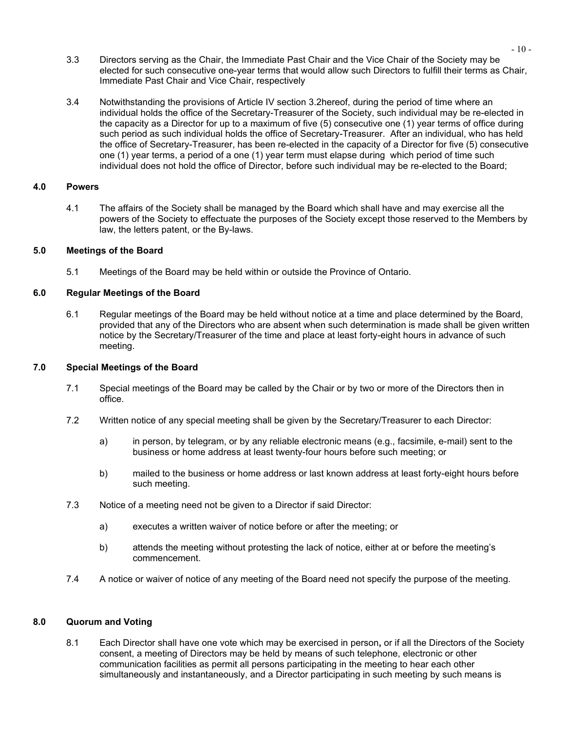3.3 Directors serving as the Chair, the Immediate Past Chair and the Vice Chair of the Society may be elected for such consecutive one-year terms that would allow such Directors to fulfill their terms as Chair, Immediate Past Chair and Vice Chair, respectively

3.4 Notwithstanding the provisions of Article IV section 3.2hereof, during the period of time where an individual holds the office of the Secretary-Treasurer of the Society, such individual may be re-elected in the capacity as a Director for up to a maximum of five (5) consecutive one (1) year terms of office during such period as such individual holds the office of Secretary-Treasurer. After an individual, who has held the office of Secretary-Treasurer, has been re-elected in the capacity of a Director for five (5) consecutive one (1) year terms, a period of a one (1) year term must elapse during which period of time such individual does not hold the office of Director, before such individual may be re-elected to the Board;

### 4.0 Powers

4.1 The affairs of the Society shall be managed by the Board which shall have and may exercise all the powers of the Society to effectuate the purposes of the Society except those reserved to the Members by law, the letters patent, or the By-laws.

### 5.0 Meetings of the Board

5.1 Meetings of the Board may be held within or outside the Province of Ontario.

### 6.0 Regular Meetings of the Board

6.1 Regular meetings of the Board may be held without notice at a time and place determined by the Board, provided that any of the Directors who are absent when such determination is made shall be given written notice by the Secretary/Treasurer of the time and place at least forty-eight hours in advance of such meeting.

### 7.0 Special Meetings of the Board

7.1 Special meetings of the Board may be called by the Chair or by two or more of the Directors then in office.

7.2 Written notice of any special meeting shall be given by the Secretary/Treasurer to each Director:

a) in person, by telegram, or by any reliable electronic means (e.g., facsimile, e-mail) sent to the business or home address at least twenty-four hours before such meeting; or

b) mailed to the business or home address or last known address at least forty-eight hours before such meeting.

7.3 Notice of a meeting need not be given to a Director if said Director:

a) executes a written waiver of notice before or after the meeting; or

b) attends the meeting without protesting the lack of notice, either at or before the meeting's commencement.

7.4 A notice or waiver of notice of any meeting of the Board need not specify the purpose of the meeting.

### 8.0 Quorum and Voting

8.1 Each Director shall have one vote which may be exercised in person**,** or if all the Directors of the Society consent, a meeting of Directors may be held by means of such telephone, electronic or other communication facilities as permit all persons participating in the meeting to hear each other simultaneously and instantaneously, and a Director participating in such meeting by such means is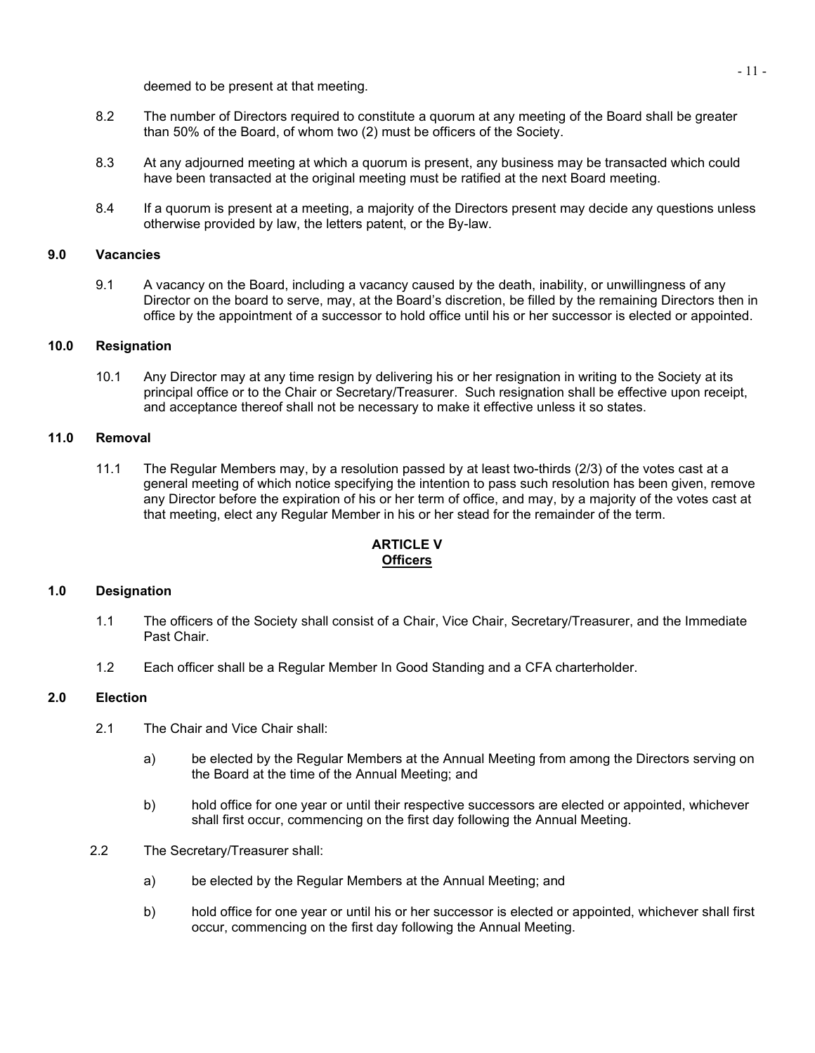deemed to be present at that meeting.

8.2 The number of Directors required to constitute a quorum at any meeting of the Board shall be greater than 50% of the Board, of whom two (2) must be officers of the Society.

8.3 At any adjourned meeting at which a quorum is present, any business may be transacted which could have been transacted at the original meeting must be ratified at the next Board meeting.

8.4 If a quorum is present at a meeting, a majority of the Directors present may decide any questions unless otherwise provided by law, the letters patent, or the By-law.

**9.0 Vacancies**

9.1 A vacancy on the Board, including a vacancy caused by the death, inability, or unwillingness of any Director on the board to serve, may, at the Board's discretion, be filled by the remaining Directors then in office by the appointment of a successor to hold office until his or her successor is elected or appointed.

**10.0 Resignation**

10.1 Any Director may at any time resign by delivering his or her resignation in writing to the Society at its principal office or to the Chair or Secretary/Treasurer. Such resignation shall be effective upon receipt, and acceptance thereof shall not be necessary to make it effective unless it so states.

**11.0 Removal**

11.1 The Regular Members may, by a resolution passed by at least two-thirds (2/3) of the votes cast at a general meeting of which notice specifying the intention to pass such resolution has been given, remove any Director before the expiration of his or her term of office, and may, by a majority of the votes cast at that meeting, elect any Regular Member in his or her stead for the remainder of the term.

## ARTICLE V
## Officers

**1.0 Designation**

1.1 The officers of the Society shall consist of a Chair, Vice Chair, Secretary/Treasurer, and the Immediate Past Chair.

1.2 Each officer shall be a Regular Member In Good Standing and a CFA charterholder.

**2.0 Election**

2.1 The Chair and Vice Chair shall:

a) be elected by the Regular Members at the Annual Meeting from among the Directors serving on the Board at the time of the Annual Meeting; and

b) hold office for one year or until their respective successors are elected or appointed, whichever shall first occur, commencing on the first day following the Annual Meeting.

2.2 The Secretary/Treasurer shall:

a) be elected by the Regular Members at the Annual Meeting; and

b) hold office for one year or until his or her successor is elected or appointed, whichever shall first occur, commencing on the first day following the Annual Meeting.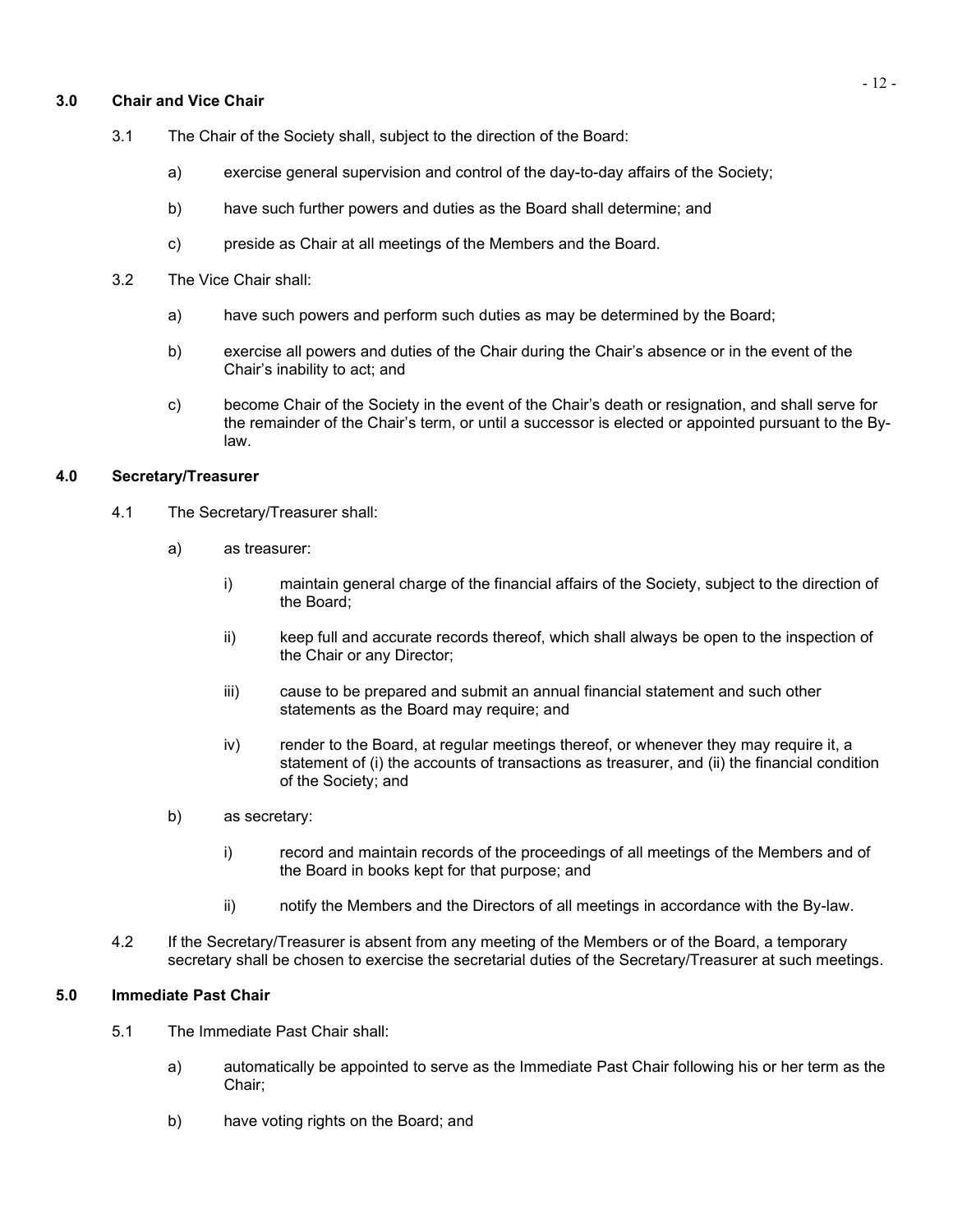## 3.0 Chair and Vice Chair

3.1 The Chair of the Society shall, subject to the direction of the Board:

a) exercise general supervision and control of the day-to-day affairs of the Society;

b) have such further powers and duties as the Board shall determine; and

c) preside as Chair at all meetings of the Members and the Board.

3.2 The Vice Chair shall:

a) have such powers and perform such duties as may be determined by the Board;

b) exercise all powers and duties of the Chair during the Chair's absence or in the event of the Chair's inability to act; and

c) become Chair of the Society in the event of the Chair's death or resignation, and shall serve for the remainder of the Chair's term, or until a successor is elected or appointed pursuant to the By-law.

## 4.0 Secretary/Treasurer

4.1 The Secretary/Treasurer shall:

a) as treasurer:

i) maintain general charge of the financial affairs of the Society, subject to the direction of the Board;

ii) keep full and accurate records thereof, which shall always be open to the inspection of the Chair or any Director;

iii) cause to be prepared and submit an annual financial statement and such other statements as the Board may require; and

iv) render to the Board, at regular meetings thereof, or whenever they may require it, a statement of (i) the accounts of transactions as treasurer, and (ii) the financial condition of the Society; and

b) as secretary:

i) record and maintain records of the proceedings of all meetings of the Members and of the Board in books kept for that purpose; and

ii) notify the Members and the Directors of all meetings in accordance with the By-law.

4.2 If the Secretary/Treasurer is absent from any meeting of the Members or of the Board, a temporary secretary shall be chosen to exercise the secretarial duties of the Secretary/Treasurer at such meetings.

## 5.0 Immediate Past Chair

5.1 The Immediate Past Chair shall:

a) automatically be appointed to serve as the Immediate Past Chair following his or her term as the Chair;

b) have voting rights on the Board; and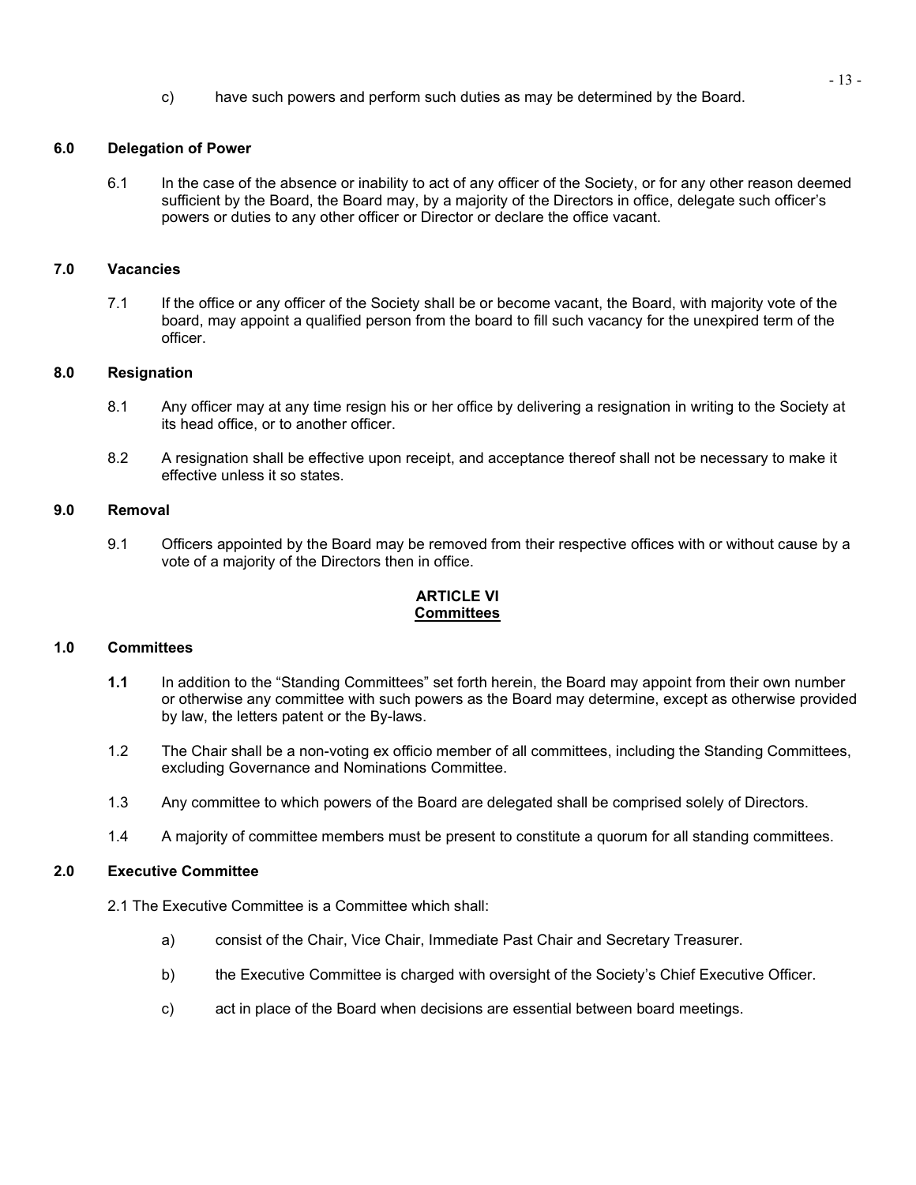c) have such powers and perform such duties as may be determined by the Board.

### 6.0 Delegation of Power

6.1 In the case of the absence or inability to act of any officer of the Society, or for any other reason deemed sufficient by the Board, the Board may, by a majority of the Directors in office, delegate such officer's powers or duties to any other officer or Director or declare the office vacant.

### 7.0 Vacancies

7.1 If the office or any officer of the Society shall be or become vacant, the Board, with majority vote of the board, may appoint a qualified person from the board to fill such vacancy for the unexpired term of the officer.

### 8.0 Resignation

8.1 Any officer may at any time resign his or her office by delivering a resignation in writing to the Society at its head office, or to another officer.

8.2 A resignation shall be effective upon receipt, and acceptance thereof shall not be necessary to make it effective unless it so states.

### 9.0 Removal

9.1 Officers appointed by the Board may be removed from their respective offices with or without cause by a vote of a majority of the Directors then in office.

## ARTICLE VI
## Committees

### 1.0 Committees

**1.1** In addition to the "Standing Committees" set forth herein, the Board may appoint from their own number or otherwise any committee with such powers as the Board may determine, except as otherwise provided by law, the letters patent or the By-laws.

1.2 The Chair shall be a non-voting ex officio member of all committees, including the Standing Committees, excluding Governance and Nominations Committee.

1.3 Any committee to which powers of the Board are delegated shall be comprised solely of Directors.

1.4 A majority of committee members must be present to constitute a quorum for all standing committees.

### 2.0 Executive Committee

2.1 The Executive Committee is a Committee which shall:

a) consist of the Chair, Vice Chair, Immediate Past Chair and Secretary Treasurer.

b) the Executive Committee is charged with oversight of the Society's Chief Executive Officer.

c) act in place of the Board when decisions are essential between board meetings.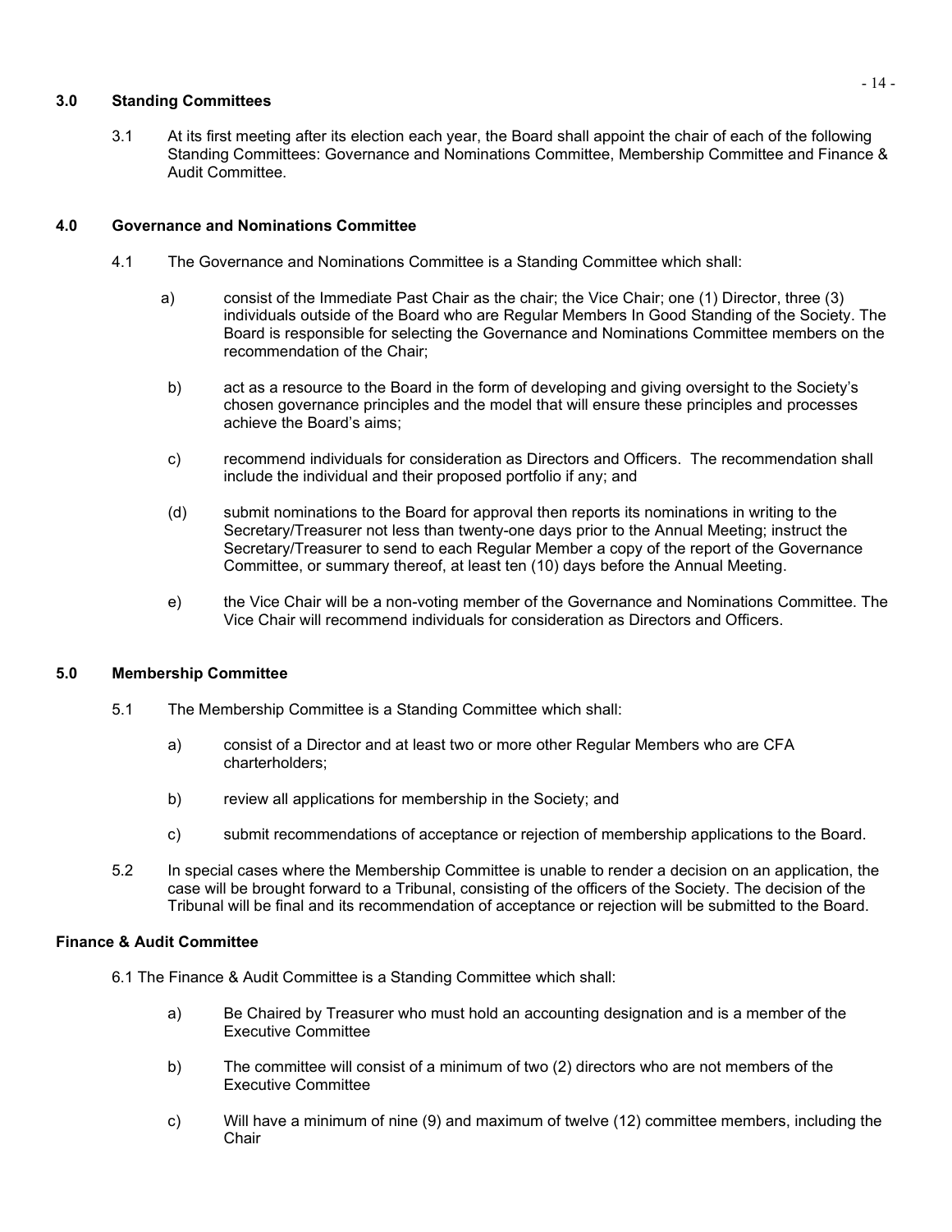## 3.0 Standing Committees

3.1 At its first meeting after its election each year, the Board shall appoint the chair of each of the following Standing Committees: Governance and Nominations Committee, Membership Committee and Finance & Audit Committee.

## 4.0 Governance and Nominations Committee

4.1 The Governance and Nominations Committee is a Standing Committee which shall:

a) consist of the Immediate Past Chair as the chair; the Vice Chair; one (1) Director, three (3) individuals outside of the Board who are Regular Members In Good Standing of the Society. The Board is responsible for selecting the Governance and Nominations Committee members on the recommendation of the Chair;

b) act as a resource to the Board in the form of developing and giving oversight to the Society's chosen governance principles and the model that will ensure these principles and processes achieve the Board's aims;

c) recommend individuals for consideration as Directors and Officers. The recommendation shall include the individual and their proposed portfolio if any; and

(d) submit nominations to the Board for approval then reports its nominations in writing to the Secretary/Treasurer not less than twenty-one days prior to the Annual Meeting; instruct the Secretary/Treasurer to send to each Regular Member a copy of the report of the Governance Committee, or summary thereof, at least ten (10) days before the Annual Meeting.

e) the Vice Chair will be a non-voting member of the Governance and Nominations Committee. The Vice Chair will recommend individuals for consideration as Directors and Officers.

## 5.0 Membership Committee

5.1 The Membership Committee is a Standing Committee which shall:

a) consist of a Director and at least two or more other Regular Members who are CFA charterholders;

b) review all applications for membership in the Society; and

c) submit recommendations of acceptance or rejection of membership applications to the Board.

5.2 In special cases where the Membership Committee is unable to render a decision on an application, the case will be brought forward to a Tribunal, consisting of the officers of the Society. The decision of the Tribunal will be final and its recommendation of acceptance or rejection will be submitted to the Board.

## Finance & Audit Committee

6.1 The Finance & Audit Committee is a Standing Committee which shall:

a) Be Chaired by Treasurer who must hold an accounting designation and is a member of the Executive Committee

b) The committee will consist of a minimum of two (2) directors who are not members of the Executive Committee

c) Will have a minimum of nine (9) and maximum of twelve (12) committee members, including the Chair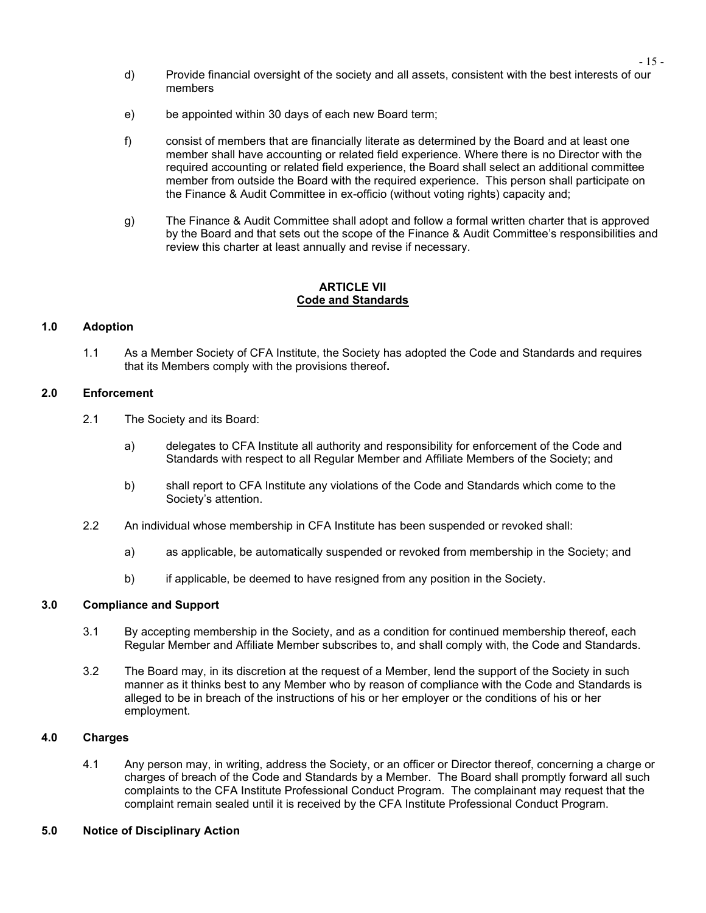d) Provide financial oversight of the society and all assets, consistent with the best interests of our members

e) be appointed within 30 days of each new Board term;

f) consist of members that are financially literate as determined by the Board and at least one member shall have accounting or related field experience. Where there is no Director with the required accounting or related field experience, the Board shall select an additional committee member from outside the Board with the required experience. This person shall participate on the Finance & Audit Committee in ex-officio (without voting rights) capacity and;

g) The Finance & Audit Committee shall adopt and follow a formal written charter that is approved by the Board and that sets out the scope of the Finance & Audit Committee's responsibilities and review this charter at least annually and revise if necessary.

## ARTICLE VII
## Code and Standards

### 1.0 Adoption

1.1 As a Member Society of CFA Institute, the Society has adopted the Code and Standards and requires that its Members comply with the provisions thereof**.**

### 2.0 Enforcement

2.1 The Society and its Board:

a) delegates to CFA Institute all authority and responsibility for enforcement of the Code and Standards with respect to all Regular Member and Affiliate Members of the Society; and

b) shall report to CFA Institute any violations of the Code and Standards which come to the Society's attention.

2.2 An individual whose membership in CFA Institute has been suspended or revoked shall:

a) as applicable, be automatically suspended or revoked from membership in the Society; and

b) if applicable, be deemed to have resigned from any position in the Society.

### 3.0 Compliance and Support

3.1 By accepting membership in the Society, and as a condition for continued membership thereof, each Regular Member and Affiliate Member subscribes to, and shall comply with, the Code and Standards.

3.2 The Board may, in its discretion at the request of a Member, lend the support of the Society in such manner as it thinks best to any Member who by reason of compliance with the Code and Standards is alleged to be in breach of the instructions of his or her employer or the conditions of his or her employment.

### 4.0 Charges

4.1 Any person may, in writing, address the Society, or an officer or Director thereof, concerning a charge or charges of breach of the Code and Standards by a Member. The Board shall promptly forward all such complaints to the CFA Institute Professional Conduct Program. The complainant may request that the complaint remain sealed until it is received by the CFA Institute Professional Conduct Program.

### 5.0 Notice of Disciplinary Action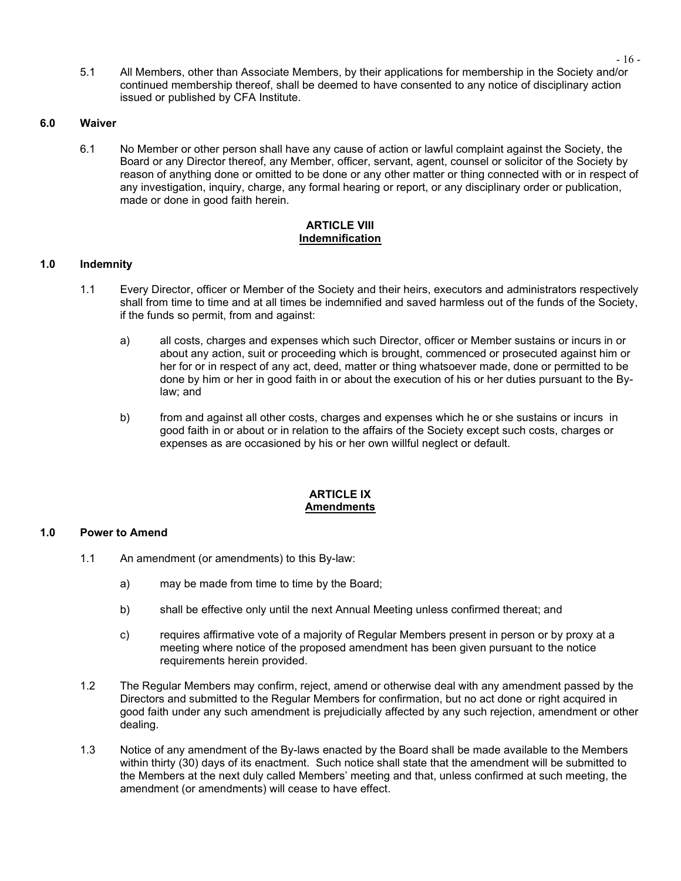5.1 All Members, other than Associate Members, by their applications for membership in the Society and/or continued membership thereof, shall be deemed to have consented to any notice of disciplinary action issued or published by CFA Institute.

**6.0 Waiver**

6.1 No Member or other person shall have any cause of action or lawful complaint against the Society, the Board or any Director thereof, any Member, officer, servant, agent, counsel or solicitor of the Society by reason of anything done or omitted to be done or any other matter or thing connected with or in respect of any investigation, inquiry, charge, any formal hearing or report, or any disciplinary order or publication, made or done in good faith herein.

## ARTICLE VIII
## Indemnification

**1.0 Indemnity**

1.1 Every Director, officer or Member of the Society and their heirs, executors and administrators respectively shall from time to time and at all times be indemnified and saved harmless out of the funds of the Society, if the funds so permit, from and against:

a) all costs, charges and expenses which such Director, officer or Member sustains or incurs in or about any action, suit or proceeding which is brought, commenced or prosecuted against him or her for or in respect of any act, deed, matter or thing whatsoever made, done or permitted to be done by him or her in good faith in or about the execution of his or her duties pursuant to the By-law; and

b) from and against all other costs, charges and expenses which he or she sustains or incurs in good faith in or about or in relation to the affairs of the Society except such costs, charges or expenses as are occasioned by his or her own willful neglect or default.

## ARTICLE IX
## Amendments

**1.0 Power to Amend**

1.1 An amendment (or amendments) to this By-law:

a) may be made from time to time by the Board;

b) shall be effective only until the next Annual Meeting unless confirmed thereat; and

c) requires affirmative vote of a majority of Regular Members present in person or by proxy at a meeting where notice of the proposed amendment has been given pursuant to the notice requirements herein provided.

1.2 The Regular Members may confirm, reject, amend or otherwise deal with any amendment passed by the Directors and submitted to the Regular Members for confirmation, but no act done or right acquired in good faith under any such amendment is prejudicially affected by any such rejection, amendment or other dealing.

1.3 Notice of any amendment of the By-laws enacted by the Board shall be made available to the Members within thirty (30) days of its enactment. Such notice shall state that the amendment will be submitted to the Members at the next duly called Members' meeting and that, unless confirmed at such meeting, the amendment (or amendments) will cease to have effect.